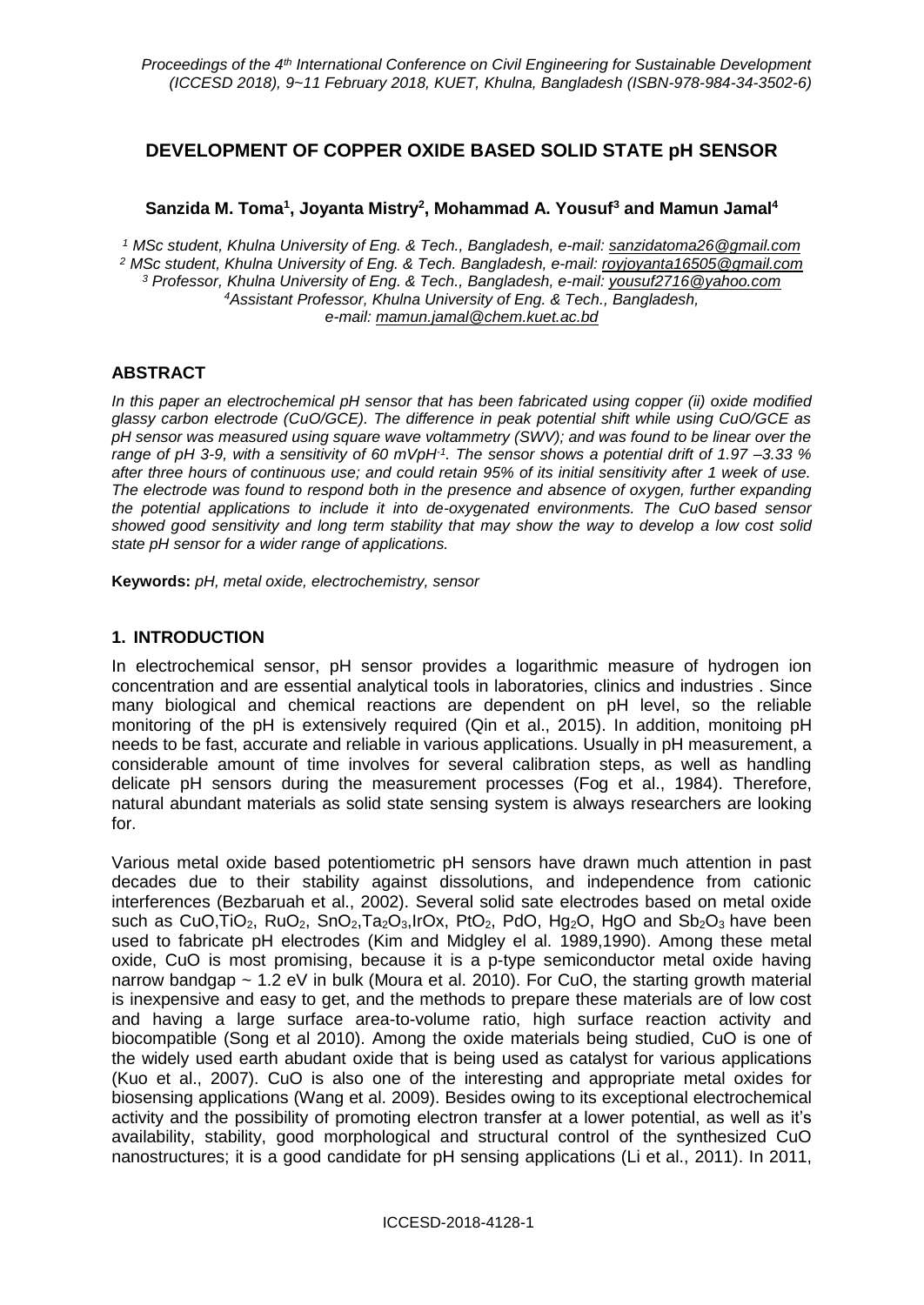# DEVELOPMENT OF COPPER OXIDE BASED SOLID STATE pH SENSOR

**Sanzida M. Toma[1], Joyanta Mistry[2], Mohammad A. Yousuf[3] and Mamun Jamal[4]**

*[1] MSc student, Khulna University of Eng. & Tech., Bangladesh, e-mail: sanzidatoma26@gmail.com*
*[2] MSc student, Khulna University of Eng. & Tech. Bangladesh, e-mail: royjoyanta16505@gmail.com*
*[3] Professor, Khulna University of Eng. & Tech., Bangladesh, e-mail: yousuf2716@yahoo.com*
*[4]Assistant Professor, Khulna University of Eng. & Tech., Bangladesh, e-mail: mamun.jamal@chem.kuet.ac.bd*

## ABSTRACT

*In this paper an electrochemical pH sensor that has been fabricated using copper (ii) oxide modified glassy carbon electrode (CuO/GCE). The difference in peak potential shift while using CuO/GCE as pH sensor was measured using square wave voltammetry (SWV); and was found to be linear over the range of pH 3-9, with a sensitivity of 60 mVpH$^{-1}$. The sensor shows a potential drift of 1.97 –3.33 % after three hours of continuous use; and could retain 95% of its initial sensitivity after 1 week of use. The electrode was found to respond both in the presence and absence of oxygen, further expanding the potential applications to include it into de-oxygenated environments. The CuO based sensor showed good sensitivity and long term stability that may show the way to develop a low cost solid state pH sensor for a wider range of applications.*

**Keywords:** *pH, metal oxide, electrochemistry, sensor*

## 1. INTRODUCTION

In electrochemical sensor, pH sensor provides a logarithmic measure of hydrogen ion concentration and are essential analytical tools in laboratories, clinics and industries . Since many biological and chemical reactions are dependent on pH level, so the reliable monitoring of the pH is extensively required (Qin et al., 2015). In addition, monitoing pH needs to be fast, accurate and reliable in various applications. Usually in pH measurement, a considerable amount of time involves for several calibration steps, as well as handling delicate pH sensors during the measurement processes (Fog et al., 1984). Therefore, natural abundant materials as solid state sensing system is always researchers are looking for.

Various metal oxide based potentiometric pH sensors have drawn much attention in past decades due to their stability against dissolutions, and independence from cationic interferences (Bezbaruah et al., 2002). Several solid sate electrodes based on metal oxide such as CuO,$TiO_2$, $RuO_2$, $SnO_2$,$Ta_2O_3$,IrOx, $PtO_2$, PdO, $Hg_2O$, HgO and $Sb_2O_3$ have been used to fabricate pH electrodes (Kim and Midgley el al. 1989,1990). Among these metal oxide, CuO is most promising, because it is a p-type semiconductor metal oxide having narrow bandgap ~ 1.2 eV in bulk (Moura et al. 2010). For CuO, the starting growth material is inexpensive and easy to get, and the methods to prepare these materials are of low cost and having a large surface area-to-volume ratio, high surface reaction activity and biocompatible (Song et al 2010). Among the oxide materials being studied, CuO is one of the widely used earth abudant oxide that is being used as catalyst for various applications (Kuo et al., 2007). CuO is also one of the interesting and appropriate metal oxides for biosensing applications (Wang et al. 2009). Besides owing to its exceptional electrochemical activity and the possibility of promoting electron transfer at a lower potential, as well as it's availability, stability, good morphological and structural control of the synthesized CuO nanostructures; it is a good candidate for pH sensing applications (Li et al., 2011). In 2011,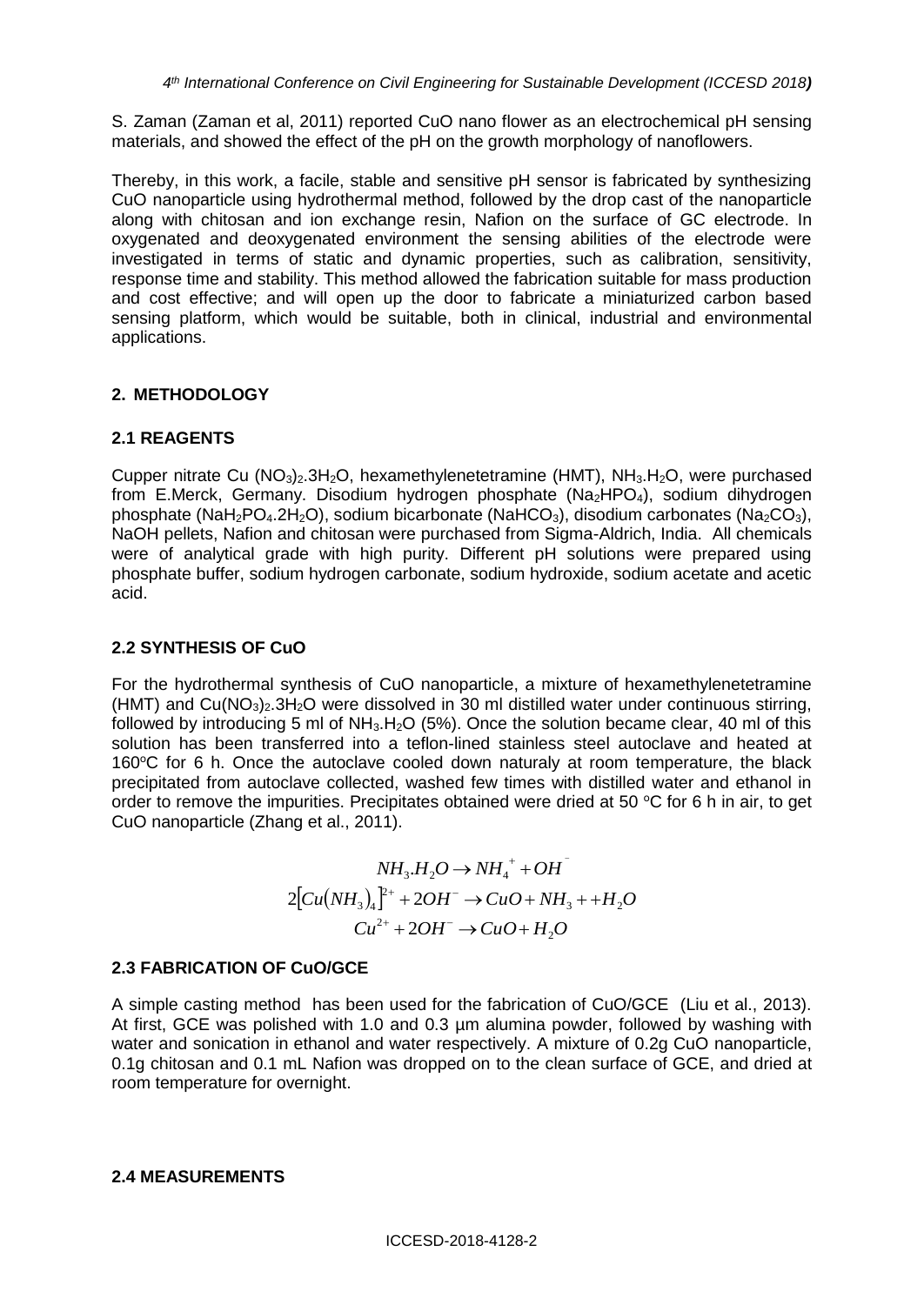S. Zaman (Zaman et al, 2011) reported CuO nano flower as an electrochemical pH sensing materials, and showed the effect of the pH on the growth morphology of nanoflowers.

Thereby, in this work, a facile, stable and sensitive pH sensor is fabricated by synthesizing CuO nanoparticle using hydrothermal method, followed by the drop cast of the nanoparticle along with chitosan and ion exchange resin, Nafion on the surface of GC electrode. In oxygenated and deoxygenated environment the sensing abilities of the electrode were investigated in terms of static and dynamic properties, such as calibration, sensitivity, response time and stability. This method allowed the fabrication suitable for mass production and cost effective; and will open up the door to fabricate a miniaturized carbon based sensing platform, which would be suitable, both in clinical, industrial and environmental applications.

## 2. METHODOLOGY

### 2.1 REAGENTS

Cupper nitrate Cu $(NO_3)_2.3H_2O$, hexamethylenetetramine (HMT), $NH_3.H_2O$, were purchased from E.Merck, Germany. Disodium hydrogen phosphate ($Na_2HPO_4$), sodium dihydrogen phosphate ($NaH_2PO_4.2H_2O$), sodium bicarbonate ($NaHCO_3$), disodium carbonates ($Na_2CO_3$), NaOH pellets, Nafion and chitosan were purchased from Sigma-Aldrich, India. All chemicals were of analytical grade with high purity. Different pH solutions were prepared using phosphate buffer, sodium hydrogen carbonate, sodium hydroxide, sodium acetate and acetic acid.

### 2.2 SYNTHESIS OF CuO

For the hydrothermal synthesis of CuO nanoparticle, a mixture of hexamethylenetetramine (HMT) and $Cu(NO_3)_2.3H_2O$ were dissolved in 30 ml distilled water under continuous stirring, followed by introducing 5 ml of $NH_3.H_2O$ (5%). Once the solution became clear, 40 ml of this solution has been transferred into a teflon-lined stainless steel autoclave and heated at 160°C for 6 h. Once the autoclave cooled down naturaly at room temperature, the black precipitated from autoclave collected, washed few times with distilled water and ethanol in order to remove the impurities. Precipitates obtained were dried at 50 °C for 6 h in air, to get CuO nanoparticle (Zhang et al., 2011).

$$NH_3.H_2O \rightarrow NH_4^{+} + OH^{-}$$

$$2[Cu(NH_3)_4]^{2+} + 2OH^{-} \rightarrow CuO + NH_3 + + H_2O$$

$$Cu^{2+} + 2OH^{-} \rightarrow CuO + H_2O$$

### 2.3 FABRICATION OF CuO/GCE

A simple casting method has been used for the fabrication of CuO/GCE (Liu et al., 2013). At first, GCE was polished with 1.0 and 0.3 µm alumina powder, followed by washing with water and sonication in ethanol and water respectively. A mixture of 0.2g CuO nanoparticle, 0.1g chitosan and 0.1 mL Nafion was dropped on to the clean surface of GCE, and dried at room temperature for overnight.

### 2.4 MEASUREMENTS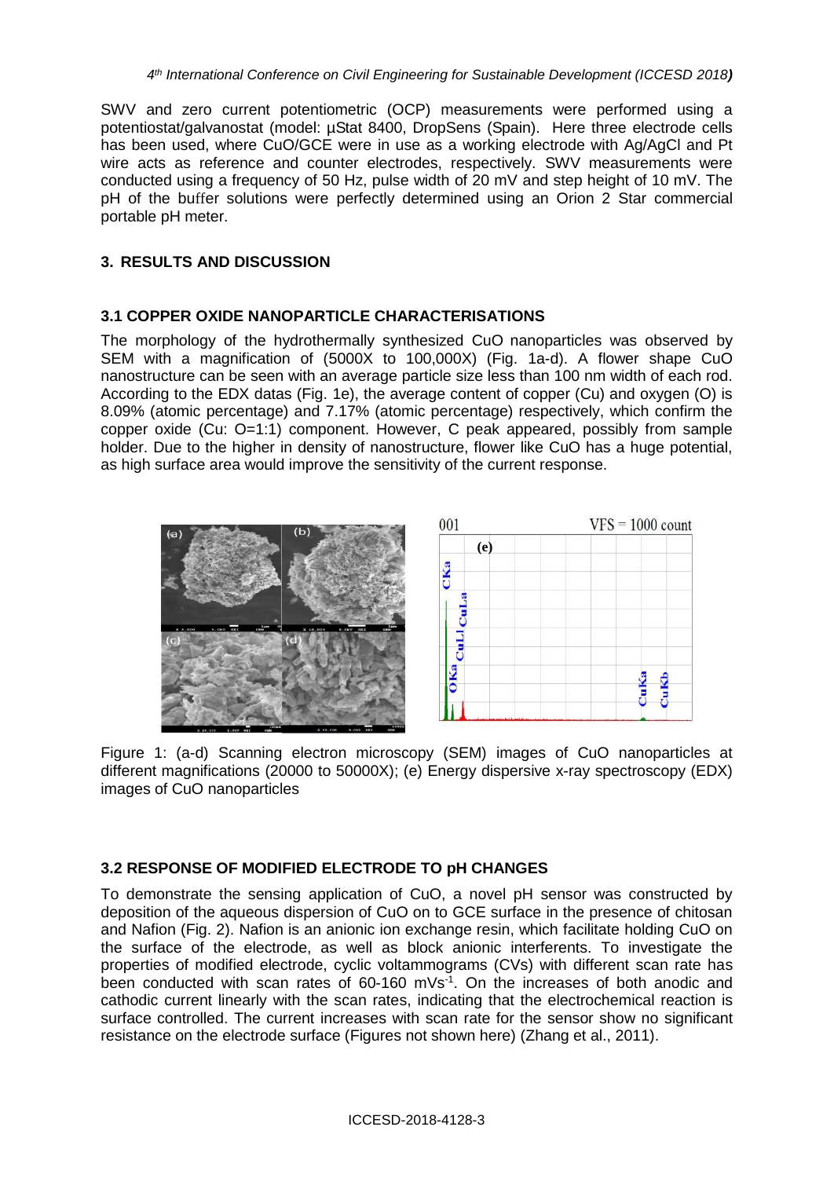SWV and zero current potentiometric (OCP) measurements were performed using a potentiostat/galvanostat (model: µStat 8400, DropSens (Spain). Here three electrode cells has been used, where CuO/GCE were in use as a working electrode with Ag/AgCl and Pt wire acts as reference and counter electrodes, respectively. SWV measurements were conducted using a frequency of 50 Hz, pulse width of 20 mV and step height of 10 mV. The pH of the buffer solutions were perfectly determined using an Orion 2 Star commercial portable pH meter.

## 3. RESULTS AND DISCUSSION

### 3.1 COPPER OXIDE NANOPARTICLE CHARACTERISATIONS

The morphology of the hydrothermally synthesized CuO nanoparticles was observed by SEM with a magnification of (5000X to 100,000X) (Fig. 1a-d). A flower shape CuO nanostructure can be seen with an average particle size less than 100 nm width of each rod. According to the EDX datas (Fig. 1e), the average content of copper (Cu) and oxygen (O) is 8.09% (atomic percentage) and 7.17% (atomic percentage) respectively, which confirm the copper oxide (Cu: O=1:1) component. However, C peak appeared, possibly from sample holder. Due to the higher in density of nanostructure, flower like CuO has a huge potential, as high surface area would improve the sensitivity of the current response.

Figure 1: (a-d) Scanning electron microscopy (SEM) images of CuO nanoparticles at different magnifications (20000 to 50000X); (e) Energy dispersive x-ray spectroscopy (EDX) images of CuO nanoparticles

### 3.2 RESPONSE OF MODIFIED ELECTRODE TO pH CHANGES

To demonstrate the sensing application of CuO, a novel pH sensor was constructed by deposition of the aqueous dispersion of CuO on to GCE surface in the presence of chitosan and Nafion (Fig. 2). Nafion is an anionic ion exchange resin, which facilitate holding CuO on the surface of the electrode, as well as block anionic interferents. To investigate the properties of modified electrode, cyclic voltammograms (CVs) with different scan rate has been conducted with scan rates of 60-160 $mVs^{-1}$. On the increases of both anodic and cathodic current linearly with the scan rates, indicating that the electrochemical reaction is surface controlled. The current increases with scan rate for the sensor show no significant resistance on the electrode surface (Figures not shown here) (Zhang et al., 2011).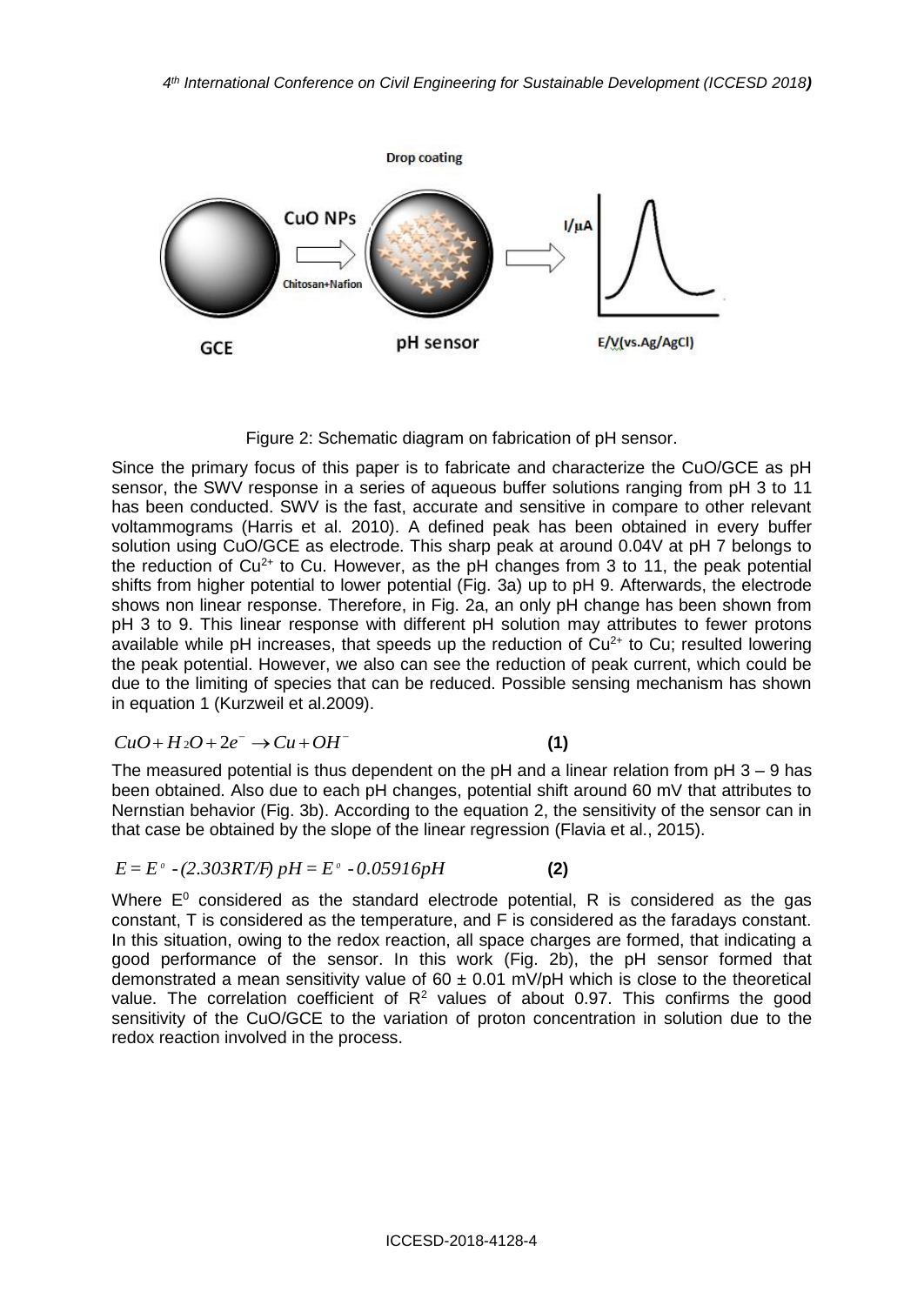Figure 2: Schematic diagram on fabrication of pH sensor.

Since the primary focus of this paper is to fabricate and characterize the CuO/GCE as pH sensor, the SWV response in a series of aqueous buffer solutions ranging from pH 3 to 11 has been conducted. SWV is the fast, accurate and sensitive in compare to other relevant voltammograms (Harris et al. 2010). A defined peak has been obtained in every buffer solution using CuO/GCE as electrode. This sharp peak at around 0.04V at pH 7 belongs to the reduction of $Cu^{2+}$ to Cu. However, as the pH changes from 3 to 11, the peak potential shifts from higher potential to lower potential (Fig. 3a) up to pH 9. Afterwards, the electrode shows non linear response. Therefore, in Fig. 2a, an only pH change has been shown from pH 3 to 9. This linear response with different pH solution may attributes to fewer protons available while pH increases, that speeds up the reduction of $Cu^{2+}$ to Cu; resulted lowering the peak potential. However, we also can see the reduction of peak current, which could be due to the limiting of species that can be reduced. Possible sensing mechanism has shown in equation 1 (Kurzweil et al.2009).

$$CuO + H_2O + 2e^- \rightarrow Cu + OH^- \quad \textbf{(1)}$$

The measured potential is thus dependent on the pH and a linear relation from pH 3 – 9 has been obtained. Also due to each pH changes, potential shift around 60 mV that attributes to Nernstian behavior (Fig. 3b). According to the equation 2, the sensitivity of the sensor can in that case be obtained by the slope of the linear regression (Flavia et al., 2015).

$$E = E^o - (2.303RT/F)\, pH = E^o - 0.05916pH \quad \textbf{(2)}$$

Where $E^0$ considered as the standard electrode potential, R is considered as the gas constant, T is considered as the temperature, and F is considered as the faradays constant. In this situation, owing to the redox reaction, all space charges are formed, that indicating a good performance of the sensor. In this work (Fig. 2b), the pH sensor formed that demonstrated a mean sensitivity value of 60 ± 0.01 mV/pH which is close to the theoretical value. The correlation coefficient of $R^2$ values of about 0.97. This confirms the good sensitivity of the CuO/GCE to the variation of proton concentration in solution due to the redox reaction involved in the process.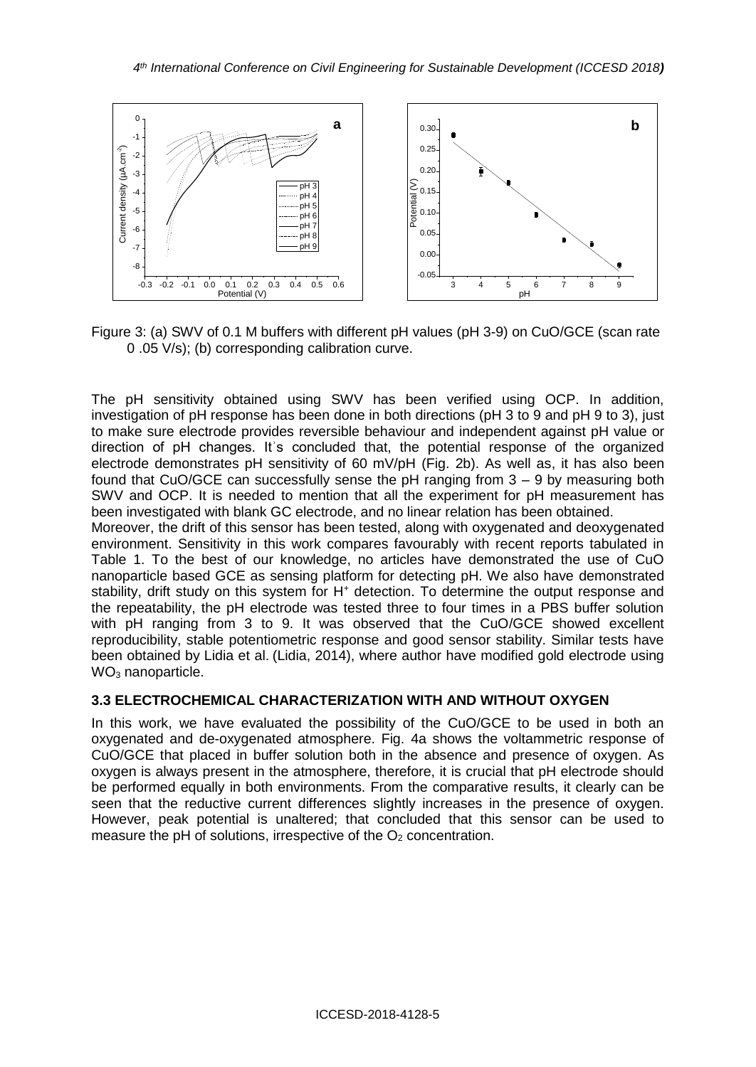Figure 3: (a) SWV of 0.1 M buffers with different pH values (pH 3-9) on CuO/GCE (scan rate 0 .05 V/s); (b) corresponding calibration curve.

The pH sensitivity obtained using SWV has been verified using OCP. In addition, investigation of pH response has been done in both directions (pH 3 to 9 and pH 9 to 3), just to make sure electrode provides reversible behaviour and independent against pH value or direction of pH changes. It's concluded that, the potential response of the organized electrode demonstrates pH sensitivity of 60 mV/pH (Fig. 2b). As well as, it has also been found that CuO/GCE can successfully sense the pH ranging from 3 – 9 by measuring both SWV and OCP. It is needed to mention that all the experiment for pH measurement has been investigated with blank GC electrode, and no linear relation has been obtained.

Moreover, the drift of this sensor has been tested, along with oxygenated and deoxygenated environment. Sensitivity in this work compares favourably with recent reports tabulated in Table 1. To the best of our knowledge, no articles have demonstrated the use of CuO nanoparticle based GCE as sensing platform for detecting pH. We also have demonstrated stability, drift study on this system for $H^+$ detection. To determine the output response and the repeatability, the pH electrode was tested three to four times in a PBS buffer solution with pH ranging from 3 to 9. It was observed that the CuO/GCE showed excellent reproducibility, stable potentiometric response and good sensor stability. Similar tests have been obtained by Lidia et al. (Lidia, 2014), where author have modified gold electrode using $WO_3$ nanoparticle.

### 3.3 ELECTROCHEMICAL CHARACTERIZATION WITH AND WITHOUT OXYGEN

In this work, we have evaluated the possibility of the CuO/GCE to be used in both an oxygenated and de-oxygenated atmosphere. Fig. 4a shows the voltammetric response of CuO/GCE that placed in buffer solution both in the absence and presence of oxygen. As oxygen is always present in the atmosphere, therefore, it is crucial that pH electrode should be performed equally in both environments. From the comparative results, it clearly can be seen that the reductive current differences slightly increases in the presence of oxygen. However, peak potential is unaltered; that concluded that this sensor can be used to measure the pH of solutions, irrespective of the $O_2$ concentration.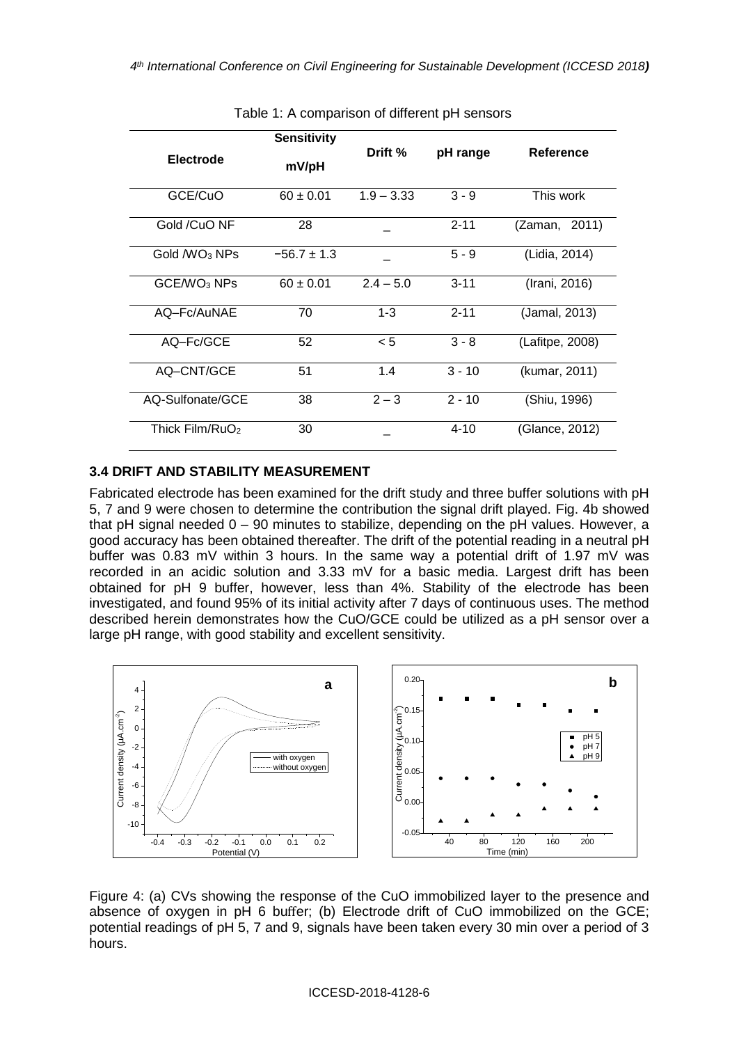Table 1: A comparison of different pH sensors

| Electrode | Sensitivity mV/pH | Drift % | pH range | Reference |
|---|---|---|---|---|
| GCE/CuO | 60 ± 0.01 | 1.9 – 3.33 | 3 - 9 | This work |
| Gold /CuO NF | 28 | _ | 2-11 | (Zaman, 2011) |
| Gold /$WO_3$ NPs | −56.7 ± 1.3 | _ | 5 - 9 | (Lidia, 2014) |
| GCE/$WO_3$ NPs | 60 ± 0.01 | 2.4 – 5.0 | 3-11 | (Irani, 2016) |
| AQ–Fc/AuNAE | 70 | 1-3 | 2-11 | (Jamal, 2013) |
| AQ–Fc/GCE | 52 | < 5 | 3 - 8 | (Lafitpe, 2008) |
| AQ–CNT/GCE | 51 | 1.4 | 3 - 10 | (kumar, 2011) |
| AQ-Sulfonate/GCE | 38 | 2 – 3 | 2 - 10 | (Shiu, 1996) |
| Thick Film/$RuO_2$ | 30 | _ | 4-10 | (Glance, 2012) |

### 3.4 DRIFT AND STABILITY MEASUREMENT

Fabricated electrode has been examined for the drift study and three buffer solutions with pH 5, 7 and 9 were chosen to determine the contribution the signal drift played. Fig. 4b showed that pH signal needed 0 – 90 minutes to stabilize, depending on the pH values. However, a good accuracy has been obtained thereafter. The drift of the potential reading in a neutral pH buffer was 0.83 mV within 3 hours. In the same way a potential drift of 1.97 mV was recorded in an acidic solution and 3.33 mV for a basic media. Largest drift has been obtained for pH 9 buffer, however, less than 4%. Stability of the electrode has been investigated, and found 95% of its initial activity after 7 days of continuous uses. The method described herein demonstrates how the CuO/GCE could be utilized as a pH sensor over a large pH range, with good stability and excellent sensitivity.

Figure 4: (a) CVs showing the response of the CuO immobilized layer to the presence and absence of oxygen in pH 6 buffer; (b) Electrode drift of CuO immobilized on the GCE; potential readings of pH 5, 7 and 9, signals have been taken every 30 min over a period of 3 hours.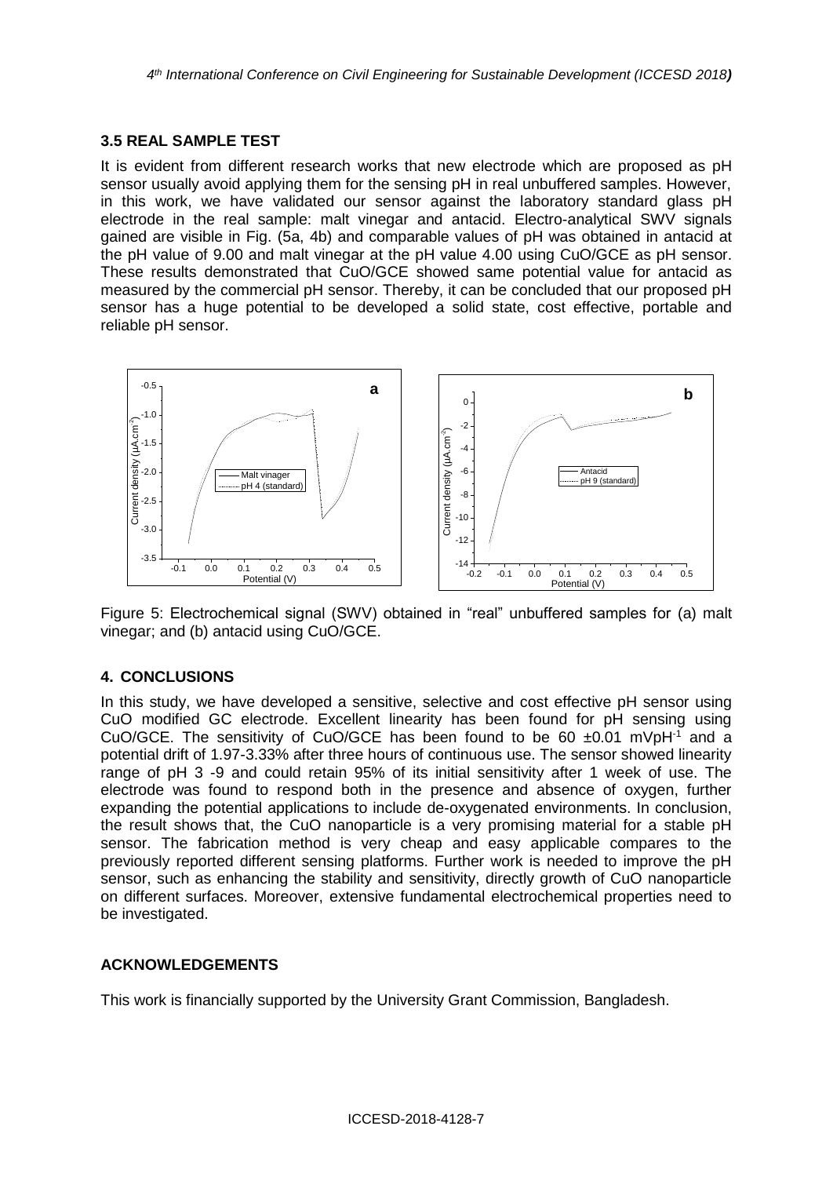### 3.5 REAL SAMPLE TEST

It is evident from different research works that new electrode which are proposed as pH sensor usually avoid applying them for the sensing pH in real unbuffered samples. However, in this work, we have validated our sensor against the laboratory standard glass pH electrode in the real sample: malt vinegar and antacid. Electro-analytical SWV signals gained are visible in Fig. (5a, 4b) and comparable values of pH was obtained in antacid at the pH value of 9.00 and malt vinegar at the pH value 4.00 using CuO/GCE as pH sensor. These results demonstrated that CuO/GCE showed same potential value for antacid as measured by the commercial pH sensor. Thereby, it can be concluded that our proposed pH sensor has a huge potential to be developed a solid state, cost effective, portable and reliable pH sensor.

Figure 5: Electrochemical signal (SWV) obtained in "real" unbuffered samples for (a) malt vinegar; and (b) antacid using CuO/GCE.

## 4. CONCLUSIONS

In this study, we have developed a sensitive, selective and cost effective pH sensor using CuO modified GC electrode. Excellent linearity has been found for pH sensing using CuO/GCE. The sensitivity of CuO/GCE has been found to be 60 ±0.01 $mVpH^{-1}$ and a potential drift of 1.97-3.33% after three hours of continuous use. The sensor showed linearity range of pH 3 -9 and could retain 95% of its initial sensitivity after 1 week of use. The electrode was found to respond both in the presence and absence of oxygen, further expanding the potential applications to include de-oxygenated environments. In conclusion, the result shows that, the CuO nanoparticle is a very promising material for a stable pH sensor. The fabrication method is very cheap and easy applicable compares to the previously reported different sensing platforms. Further work is needed to improve the pH sensor, such as enhancing the stability and sensitivity, directly growth of CuO nanoparticle on different surfaces. Moreover, extensive fundamental electrochemical properties need to be investigated.

## ACKNOWLEDGEMENTS

This work is financially supported by the University Grant Commission, Bangladesh.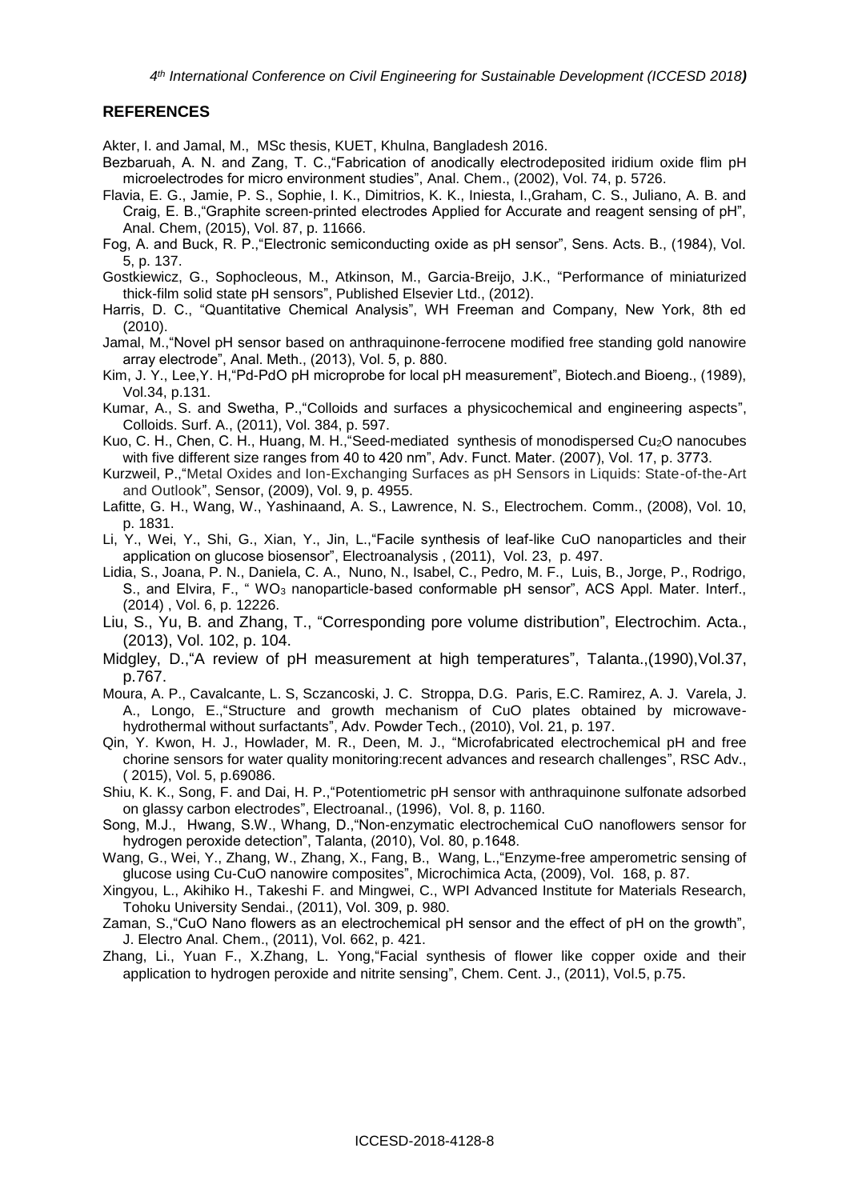## REFERENCES

Akter, I. and Jamal, M., MSc thesis, KUET, Khulna, Bangladesh 2016.

Bezbaruah, A. N. and Zang, T. C.,"Fabrication of anodically electrodeposited iridium oxide flim pH microelectrodes for micro environment studies", Anal. Chem., (2002), Vol. 74, p. 5726.

Flavia, E. G., Jamie, P. S., Sophie, I. K., Dimitrios, K. K., Iniesta, I.,Graham, C. S., Juliano, A. B. and Craig, E. B.,"Graphite screen-printed electrodes Applied for Accurate and reagent sensing of pH", Anal. Chem, (2015), Vol. 87, p. 11666.

Fog, A. and Buck, R. P.,"Electronic semiconducting oxide as pH sensor", Sens. Acts. B., (1984), Vol. 5, p. 137.

Gostkiewicz, G., Sophocleous, M., Atkinson, M., Garcia-Breijo, J.K., "Performance of miniaturized thick-film solid state pH sensors", Published Elsevier Ltd., (2012).

Harris, D. C., "Quantitative Chemical Analysis", WH Freeman and Company, New York, 8th ed (2010).

Jamal, M.,"Novel pH sensor based on anthraquinone-ferrocene modified free standing gold nanowire array electrode", Anal. Meth., (2013), Vol. 5, p. 880.

Kim, J. Y., Lee,Y. H,"Pd-PdO pH microprobe for local pH measurement", Biotech.and Bioeng., (1989), Vol.34, p.131.

Kumar, A., S. and Swetha, P.,"Colloids and surfaces a physicochemical and engineering aspects", Colloids. Surf. A., (2011), Vol. 384, p. 597.

Kuo, C. H., Chen, C. H., Huang, M. H.,"Seed-mediated synthesis of monodispersed $Cu_2O$ nanocubes with five different size ranges from 40 to 420 nm", Adv. Funct. Mater. (2007), Vol. 17, p. 3773.

Kurzweil, P.,"Metal Oxides and Ion-Exchanging Surfaces as pH Sensors in Liquids: State-of-the-Art and Outlook", Sensor, (2009), Vol. 9, p. 4955.

Lafitte, G. H., Wang, W., Yashinaand, A. S., Lawrence, N. S., Electrochem. Comm., (2008), Vol. 10, p. 1831.

Li, Y., Wei, Y., Shi, G., Xian, Y., Jin, L.,"Facile synthesis of leaf-like CuO nanoparticles and their application on glucose biosensor", Electroanalysis , (2011), Vol. 23, p. 497.

Lidia, S., Joana, P. N., Daniela, C. A., Nuno, N., Isabel, C., Pedro, M. F., Luis, B., Jorge, P., Rodrigo, S., and Elvira, F., " $WO_3$ nanoparticle-based conformable pH sensor", ACS Appl. Mater. Interf., (2014) , Vol. 6, p. 12226.

Liu, S., Yu, B. and Zhang, T., "Corresponding pore volume distribution", Electrochim. Acta., (2013), Vol. 102, p. 104.

Midgley, D.,"A review of pH measurement at high temperatures", Talanta.,(1990),Vol.37, p.767.

Moura, A. P., Cavalcante, L. S, Sczancoski, J. C. Stroppa, D.G. Paris, E.C. Ramirez, A. J. Varela, J. A., Longo, E.,"Structure and growth mechanism of CuO plates obtained by microwave-hydrothermal without surfactants", Adv. Powder Tech., (2010), Vol. 21, p. 197.

Qin, Y. Kwon, H. J., Howlader, M. R., Deen, M. J., "Microfabricated electrochemical pH and free chorine sensors for water quality monitoring:recent advances and research challenges", RSC Adv., ( 2015), Vol. 5, p.69086.

Shiu, K. K., Song, F. and Dai, H. P.,"Potentiometric pH sensor with anthraquinone sulfonate adsorbed on glassy carbon electrodes", Electroanal., (1996), Vol. 8, p. 1160.

Song, M.J., Hwang, S.W., Whang, D.,"Non-enzymatic electrochemical CuO nanoflowers sensor for hydrogen peroxide detection", Talanta, (2010), Vol. 80, p.1648.

Wang, G., Wei, Y., Zhang, W., Zhang, X., Fang, B., Wang, L.,"Enzyme-free amperometric sensing of glucose using Cu-CuO nanowire composites", Microchimica Acta, (2009), Vol. 168, p. 87.

Xingyou, L., Akihiko H., Takeshi F. and Mingwei, C., WPI Advanced Institute for Materials Research, Tohoku University Sendai., (2011), Vol. 309, p. 980.

Zaman, S.,"CuO Nano flowers as an electrochemical pH sensor and the effect of pH on the growth", J. Electro Anal. Chem., (2011), Vol. 662, p. 421.

Zhang, Li., Yuan F., X.Zhang, L. Yong,"Facial synthesis of flower like copper oxide and their application to hydrogen peroxide and nitrite sensing", Chem. Cent. J., (2011), Vol.5, p.75.